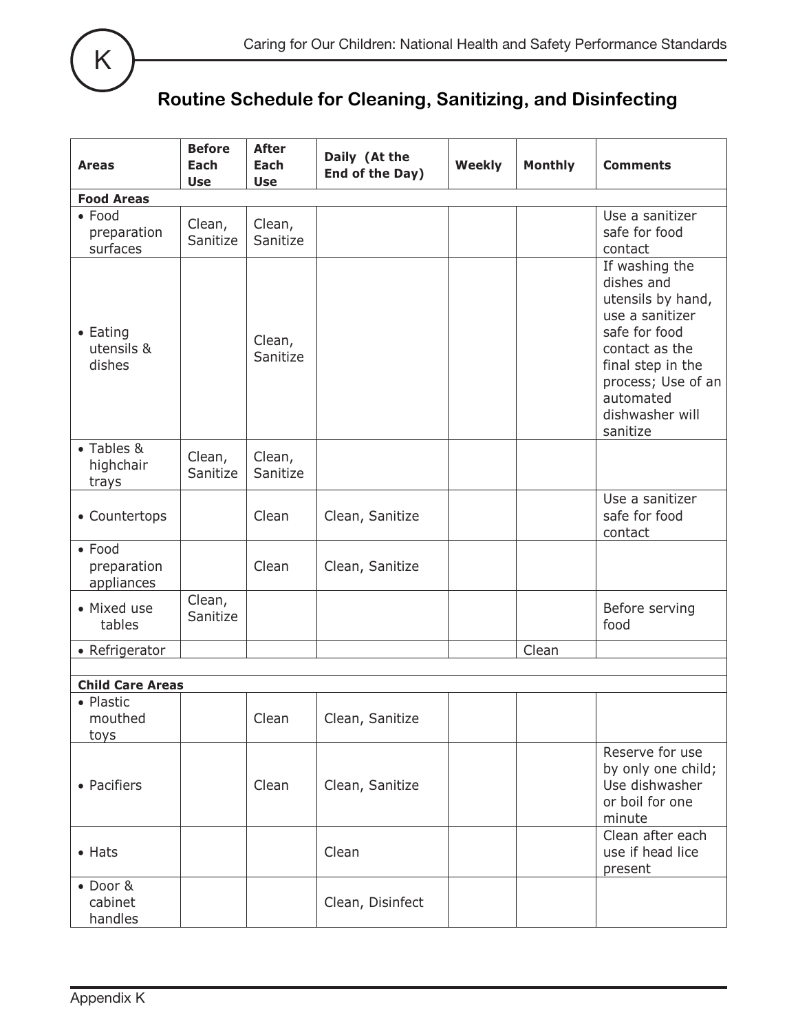# Routine Schedule for Cleaning, Sanitizing, and Disinfecting

| Areas | Before Each Use | After Each Use | Daily (At the End of the Day) | Weekly | Monthly | Comments |
|---|---|---|---|---|---|---|
| **Food Areas** | | | | | | |
| • Food preparation surfaces | Clean, Sanitize | Clean, Sanitize | | | | Use a sanitizer safe for food contact |
| • Eating utensils & dishes | | Clean, Sanitize | | | | If washing the dishes and utensils by hand, use a sanitizer safe for food contact as the final step in the process; Use of an automated dishwasher will sanitize |
| • Tables & highchair trays | Clean, Sanitize | Clean, Sanitize | | | | |
| • Countertops | | Clean | Clean, Sanitize | | | Use a sanitizer safe for food contact |
| • Food preparation appliances | | Clean | Clean, Sanitize | | | |
| • Mixed use tables | Clean, Sanitize | | | | | Before serving food |
| • Refrigerator | | | | | Clean | |
| | | | | | | |
| **Child Care Areas** | | | | | | |
| • Plastic mouthed toys | | Clean | Clean, Sanitize | | | |
| • Pacifiers | | Clean | Clean, Sanitize | | | Reserve for use by only one child; Use dishwasher or boil for one minute |
| • Hats | | | Clean | | | Clean after each use if head lice present |
| • Door & cabinet handles | | | Clean, Disinfect | | | |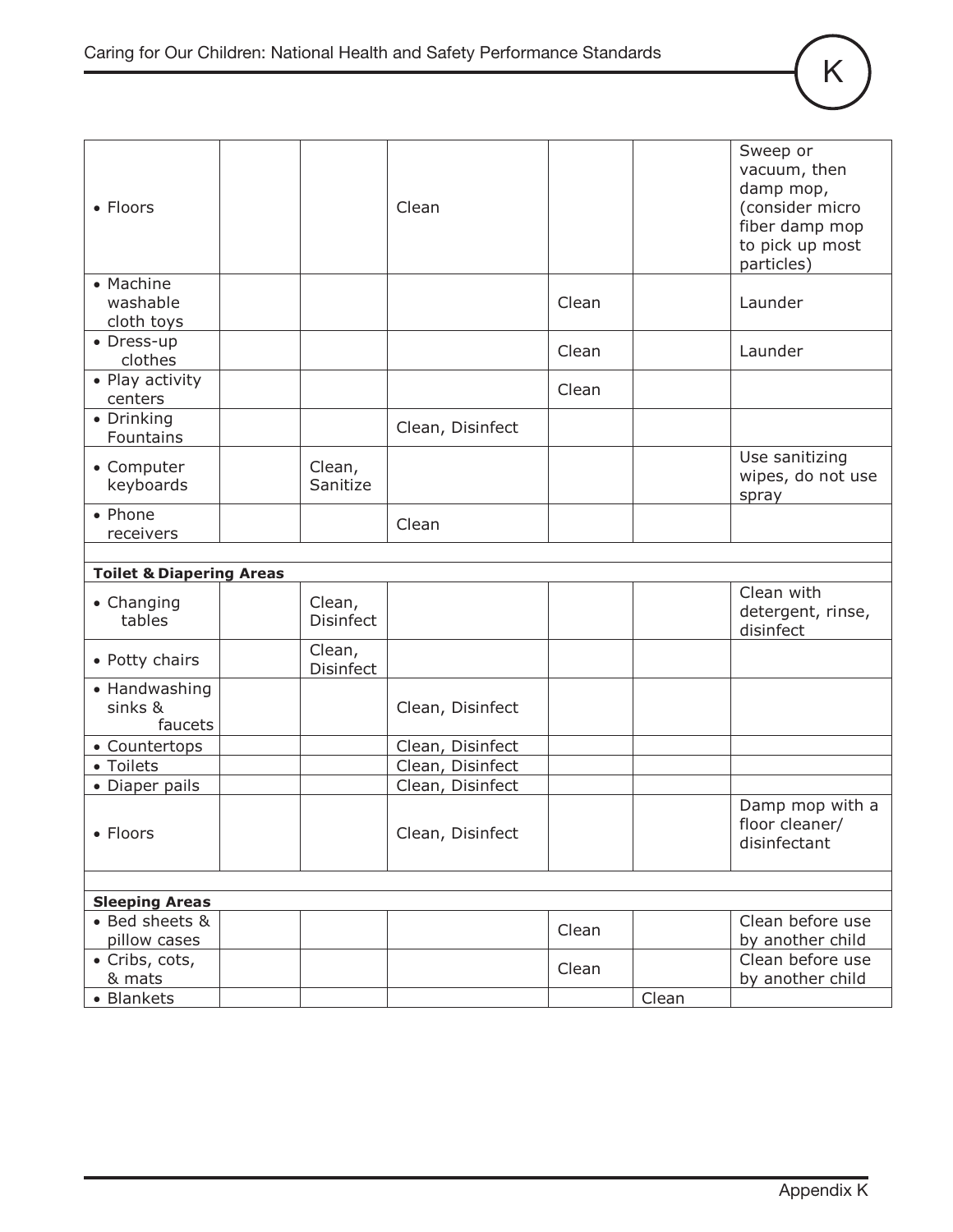| | | | | | | |
|---|---|---|---|---|---|---|
| • Floors | | | Clean | | | Sweep or vacuum, then damp mop, (consider micro fiber damp mop to pick up most particles) |
| • Machine washable cloth toys | | | | Clean | | Launder |
| • Dress-up clothes | | | | Clean | | Launder |
| • Play activity centers | | | | Clean | | |
| • Drinking Fountains | | | Clean, Disinfect | | | |
| • Computer keyboards | | Clean, Sanitize | | | | Use sanitizing wipes, do not use spray |
| • Phone receivers | | | Clean | | | |
| | | | | | | |
| **Toilet & Diapering Areas** | | | | | | |
| • Changing tables | | Clean, Disinfect | | | | Clean with detergent, rinse, disinfect |
| • Potty chairs | | Clean, Disinfect | | | | |
| • Handwashing sinks & faucets | | | Clean, Disinfect | | | |
| • Countertops | | | Clean, Disinfect | | | |
| • Toilets | | | Clean, Disinfect | | | |
| • Diaper pails | | | Clean, Disinfect | | | |
| • Floors | | | Clean, Disinfect | | | Damp mop with a floor cleaner/ disinfectant |
| | | | | | | |
| **Sleeping Areas** | | | | | | |
| • Bed sheets & pillow cases | | | | Clean | | Clean before use by another child |
| • Cribs, cots, & mats | | | | Clean | | Clean before use by another child |
| • Blankets | | | | | Clean | |